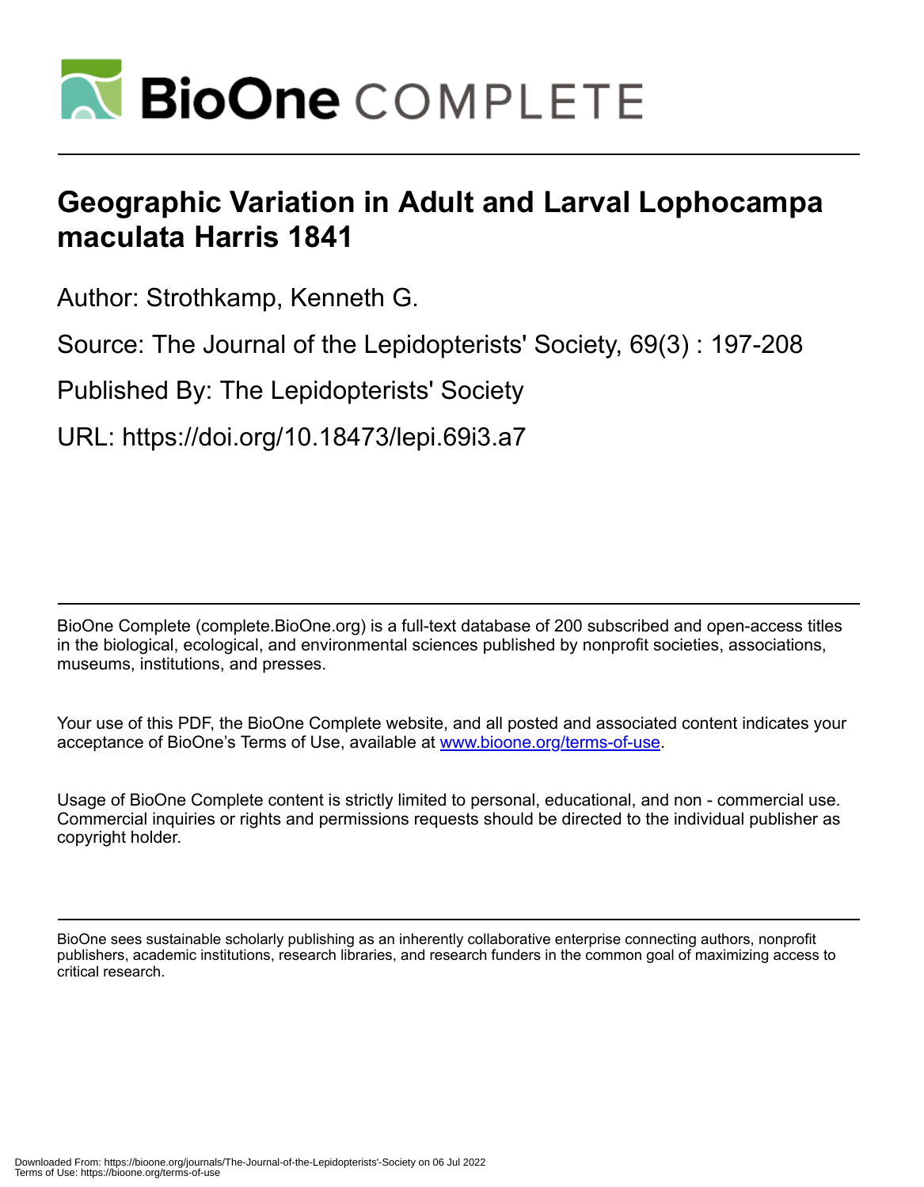# Geographic Variation in Adult and Larval Lophocampa maculata Harris 1841

Author: Strothkamp, Kenneth G.

Source: The Journal of the Lepidopterists' Society, 69(3) : 197-208

Published By: The Lepidopterists' Society

URL: https://doi.org/10.18473/lepi.69i3.a7

BioOne Complete (complete.BioOne.org) is a full-text database of 200 subscribed and open-access titles in the biological, ecological, and environmental sciences published by nonprofit societies, associations, museums, institutions, and presses.

Your use of this PDF, the BioOne Complete website, and all posted and associated content indicates your acceptance of BioOne's Terms of Use, available at www.bioone.org/terms-of-use.

Usage of BioOne Complete content is strictly limited to personal, educational, and non - commercial use. Commercial inquiries or rights and permissions requests should be directed to the individual publisher as copyright holder.

BioOne sees sustainable scholarly publishing as an inherently collaborative enterprise connecting authors, nonprofit publishers, academic institutions, research libraries, and research funders in the common goal of maximizing access to critical research.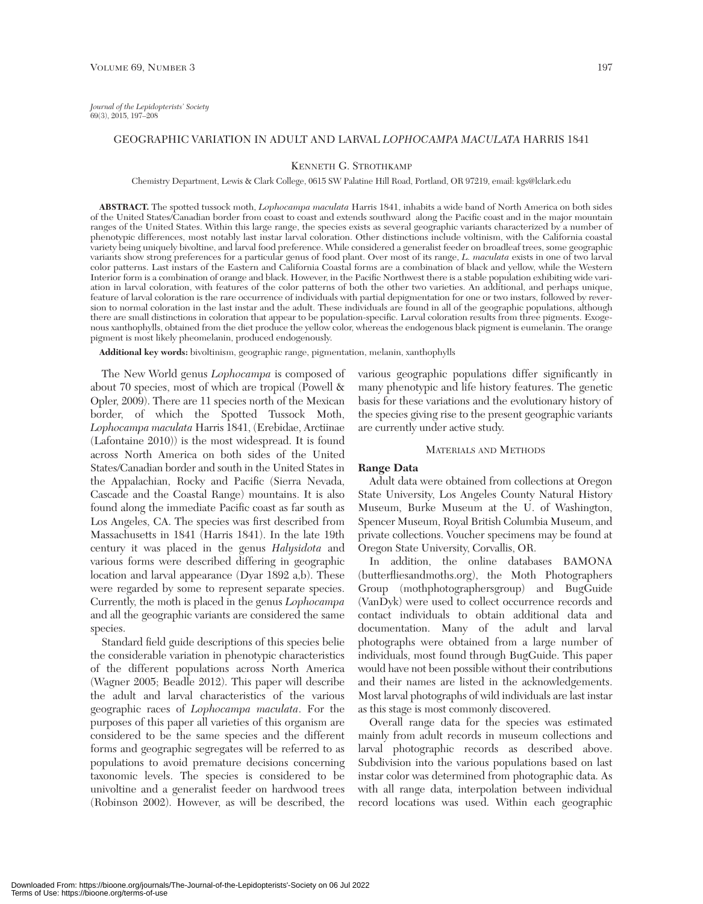*Journal of the Lepidopterists' Society*
69(3), 2015, 197–208

# GEOGRAPHIC VARIATION IN ADULT AND LARVAL *LOPHOCAMPA MACULATA* HARRIS 1841

KENNETH G. STROTHKAMP

Chemistry Department, Lewis & Clark College, 0615 SW Palatine Hill Road, Portland, OR 97219, email: kgs@lclark.edu

**ABSTRACT.** The spotted tussock moth, *Lophocampa maculata* Harris 1841, inhabits a wide band of North America on both sides of the United States/Canadian border from coast to coast and extends southward along the Pacific coast and in the major mountain ranges of the United States. Within this large range, the species exists as several geographic variants characterized by a number of phenotypic differences, most notably last instar larval coloration. Other distinctions include voltinism, with the California coastal variety being uniquely bivoltine, and larval food preference. While considered a generalist feeder on broadleaf trees, some geographic variants show strong preferences for a particular genus of food plant. Over most of its range, *L. maculata* exists in one of two larval color patterns. Last instars of the Eastern and California Coastal forms are a combination of black and yellow, while the Western Interior form is a combination of orange and black. However, in the Pacific Northwest there is a stable population exhibiting wide variation in larval coloration, with features of the color patterns of both the other two varieties. An additional, and perhaps unique, feature of larval coloration is the rare occurrence of individuals with partial depigmentation for one or two instars, followed by reversion to normal coloration in the last instar and the adult. These individuals are found in all of the geographic populations, although there are small distinctions in coloration that appear to be population-specific. Larval coloration results from three pigments. Exogenous xanthophylls, obtained from the diet produce the yellow color, whereas the endogenous black pigment is eumelanin. The orange pigment is most likely pheomelanin, produced endogenously.

**Additional key words:** bivoltinism, geographic range, pigmentation, melanin, xanthophylls

The New World genus *Lophocampa* is composed of about 70 species, most of which are tropical (Powell & Opler, 2009). There are 11 species north of the Mexican border, of which the Spotted Tussock Moth, *Lophocampa maculata* Harris 1841, (Erebidae, Arctiinae (Lafontaine 2010)) is the most widespread. It is found across North America on both sides of the United States/Canadian border and south in the United States in the Appalachian, Rocky and Pacific (Sierra Nevada, Cascade and the Coastal Range) mountains. It is also found along the immediate Pacific coast as far south as Los Angeles, CA. The species was first described from Massachusetts in 1841 (Harris 1841). In the late 19th century it was placed in the genus *Halysidota* and various forms were described differing in geographic location and larval appearance (Dyar 1892 a,b). These were regarded by some to represent separate species. Currently, the moth is placed in the genus *Lophocampa* and all the geographic variants are considered the same species.

Standard field guide descriptions of this species belie the considerable variation in phenotypic characteristics of the different populations across North America (Wagner 2005; Beadle 2012). This paper will describe the adult and larval characteristics of the various geographic races of *Lophocampa maculata*. For the purposes of this paper all varieties of this organism are considered to be the same species and the different forms and geographic segregates will be referred to as populations to avoid premature decisions concerning taxonomic levels. The species is considered to be univoltine and a generalist feeder on hardwood trees (Robinson 2002). However, as will be described, the various geographic populations differ significantly in many phenotypic and life history features. The genetic basis for these variations and the evolutionary history of the species giving rise to the present geographic variants are currently under active study.

## MATERIALS AND METHODS

### Range Data

Adult data were obtained from collections at Oregon State University, Los Angeles County Natural History Museum, Burke Museum at the U. of Washington, Spencer Museum, Royal British Columbia Museum, and private collections. Voucher specimens may be found at Oregon State University, Corvallis, OR.

In addition, the online databases BAMONA (butterfliesandmoths.org), the Moth Photographers Group (mothphotographersgroup) and BugGuide (VanDyk) were used to collect occurrence records and contact individuals to obtain additional data and documentation. Many of the adult and larval photographs were obtained from a large number of individuals, most found through BugGuide. This paper would have not been possible without their contributions and their names are listed in the acknowledgements. Most larval photographs of wild individuals are last instar as this stage is most commonly discovered.

Overall range data for the species was estimated mainly from adult records in museum collections and larval photographic records as described above. Subdivision into the various populations based on last instar color was determined from photographic data. As with all range data, interpolation between individual record locations was used. Within each geographic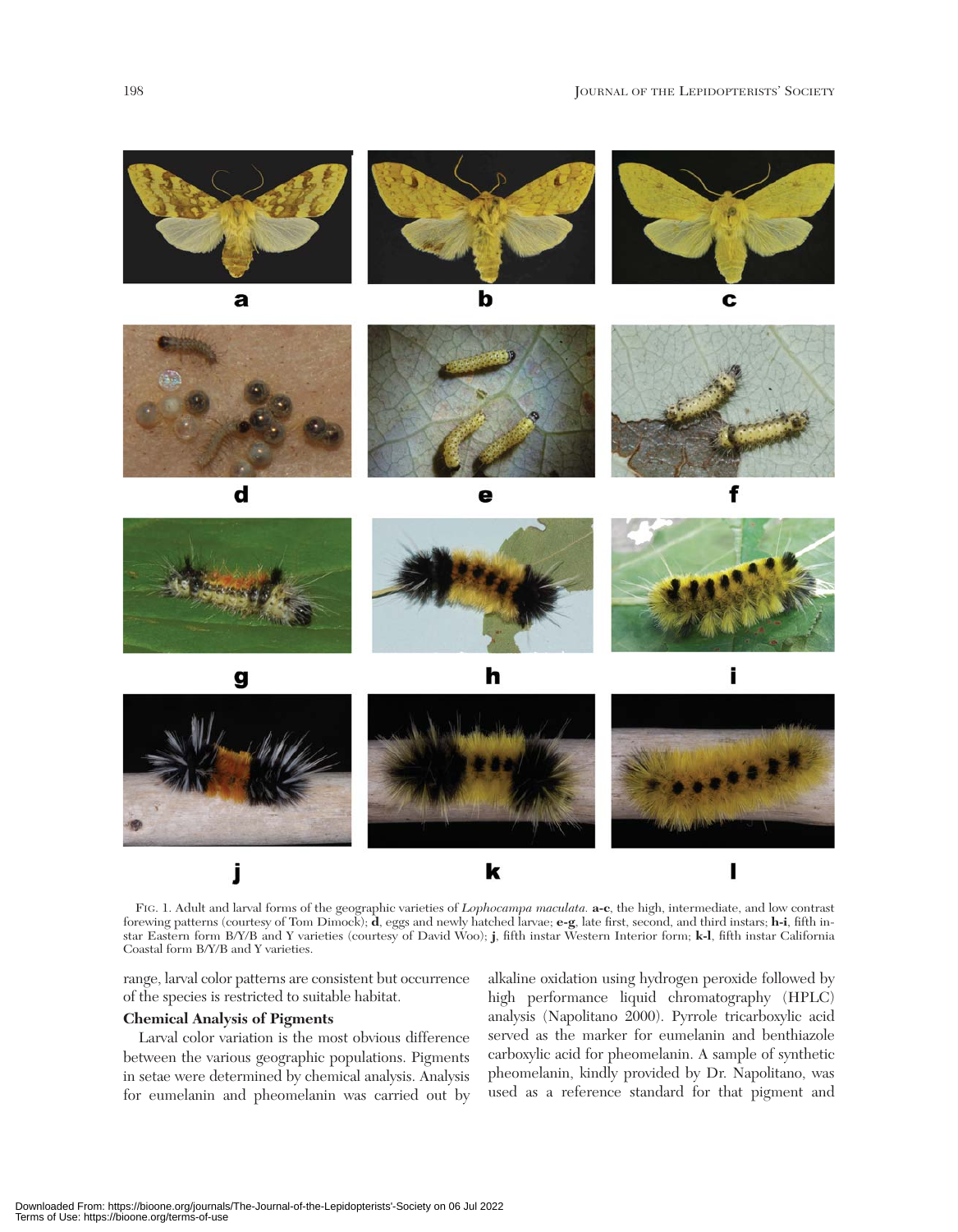FIG. 1. Adult and larval forms of the geographic varieties of *Lophocampa maculata*. **a-c**, the high, intermediate, and low contrast forewing patterns (courtesy of Tom Dimock); **d**, eggs and newly hatched larvae; **e-g**, late first, second, and third instars; **h-i**, fifth instar Eastern form B/Y/B and Y varieties (courtesy of David Woo); **j**, fifth instar Western Interior form; **k-l**, fifth instar California Coastal form B/Y/B and Y varieties.

range, larval color patterns are consistent but occurrence of the species is restricted to suitable habitat.

### Chemical Analysis of Pigments

Larval color variation is the most obvious difference between the various geographic populations. Pigments in setae were determined by chemical analysis. Analysis for eumelanin and pheomelanin was carried out by alkaline oxidation using hydrogen peroxide followed by high performance liquid chromatography (HPLC) analysis (Napolitano 2000). Pyrrole tricarboxylic acid served as the marker for eumelanin and benthiazole carboxylic acid for pheomelanin. A sample of synthetic pheomelanin, kindly provided by Dr. Napolitano, was used as a reference standard for that pigment and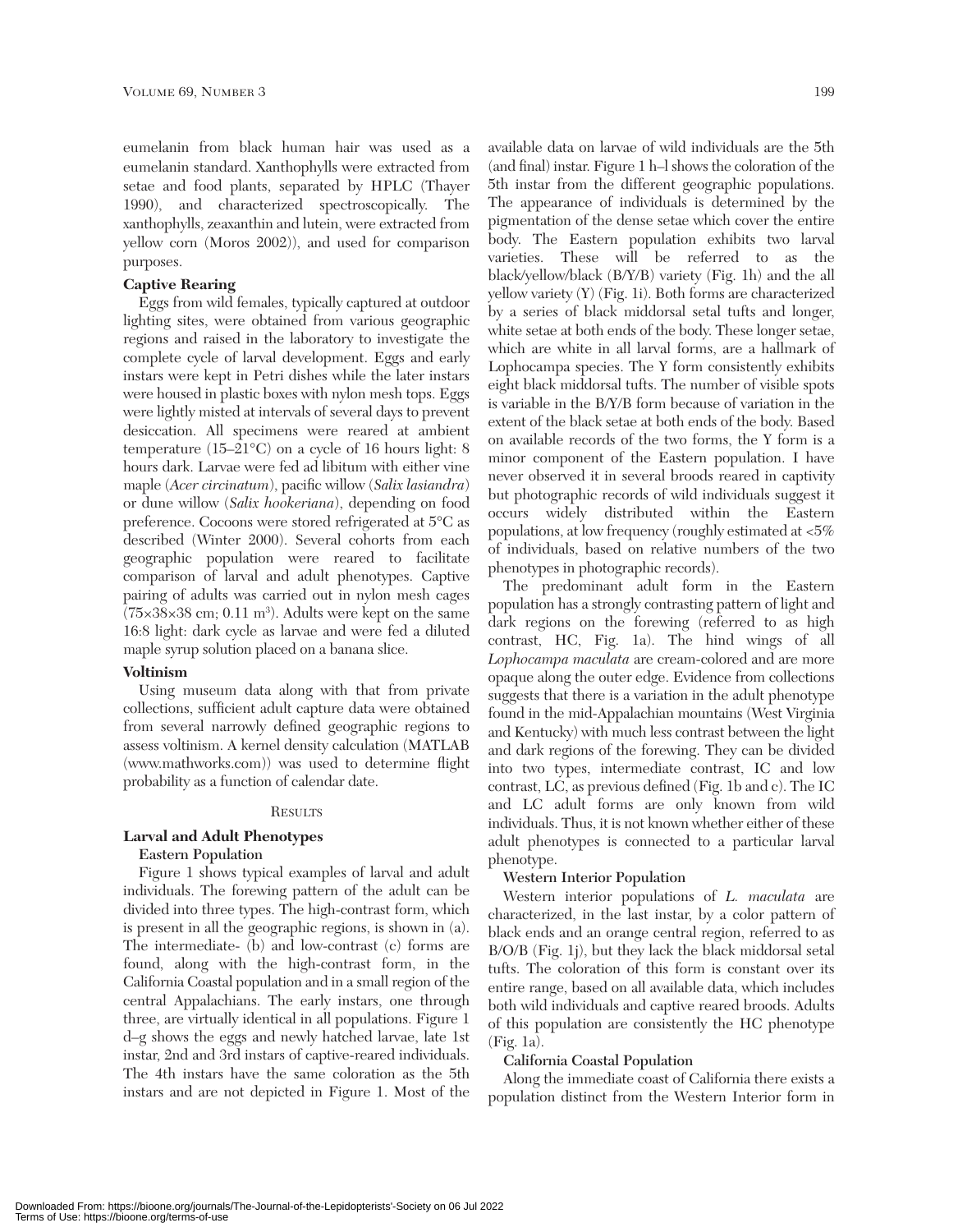eumelanin from black human hair was used as a eumelanin standard. Xanthophylls were extracted from setae and food plants, separated by HPLC (Thayer 1990), and characterized spectroscopically. The xanthophylls, zeaxanthin and lutein, were extracted from yellow corn (Moros 2002)), and used for comparison purposes.

**Captive Rearing**

Eggs from wild females, typically captured at outdoor lighting sites, were obtained from various geographic regions and raised in the laboratory to investigate the complete cycle of larval development. Eggs and early instars were kept in Petri dishes while the later instars were housed in plastic boxes with nylon mesh tops. Eggs were lightly misted at intervals of several days to prevent desiccation. All specimens were reared at ambient temperature (15–21°C) on a cycle of 16 hours light: 8 hours dark. Larvae were fed ad libitum with either vine maple (*Acer circinatum*), pacific willow (*Salix lasiandra*) or dune willow (*Salix hookeriana*), depending on food preference. Cocoons were stored refrigerated at 5°C as described (Winter 2000). Several cohorts from each geographic population were reared to facilitate comparison of larval and adult phenotypes. Captive pairing of adults was carried out in nylon mesh cages (75×38×38 cm; 0.11 m$^3$). Adults were kept on the same 16:8 light: dark cycle as larvae and were fed a diluted maple syrup solution placed on a banana slice.

**Voltinism**

Using museum data along with that from private collections, sufficient adult capture data were obtained from several narrowly defined geographic regions to assess voltinism. A kernel density calculation (MATLAB (www.mathworks.com)) was used to determine flight probability as a function of calendar date.

## Results

**Larval and Adult Phenotypes**

**Eastern Population**

Figure 1 shows typical examples of larval and adult individuals. The forewing pattern of the adult can be divided into three types. The high-contrast form, which is present in all the geographic regions, is shown in (a). The intermediate- (b) and low-contrast (c) forms are found, along with the high-contrast form, in the California Coastal population and in a small region of the central Appalachians. The early instars, one through three, are virtually identical in all populations. Figure 1 d–g shows the eggs and newly hatched larvae, late 1st instar, 2nd and 3rd instars of captive-reared individuals. The 4th instars have the same coloration as the 5th instars and are not depicted in Figure 1. Most of the available data on larvae of wild individuals are the 5th (and final) instar. Figure 1 h–l shows the coloration of the 5th instar from the different geographic populations. The appearance of individuals is determined by the pigmentation of the dense setae which cover the entire body. The Eastern population exhibits two larval varieties. These will be referred to as the black/yellow/black (B/Y/B) variety (Fig. 1h) and the all yellow variety (Y) (Fig. 1i). Both forms are characterized by a series of black middorsal setal tufts and longer, white setae at both ends of the body. These longer setae, which are white in all larval forms, are a hallmark of Lophocampa species. The Y form consistently exhibits eight black middorsal tufts. The number of visible spots is variable in the B/Y/B form because of variation in the extent of the black setae at both ends of the body. Based on available records of the two forms, the Y form is a minor component of the Eastern population. I have never observed it in several broods reared in captivity but photographic records of wild individuals suggest it occurs widely distributed within the Eastern populations, at low frequency (roughly estimated at <5% of individuals, based on relative numbers of the two phenotypes in photographic records).

The predominant adult form in the Eastern population has a strongly contrasting pattern of light and dark regions on the forewing (referred to as high contrast, HC, Fig. 1a). The hind wings of all *Lophocampa maculata* are cream-colored and are more opaque along the outer edge. Evidence from collections suggests that there is a variation in the adult phenotype found in the mid-Appalachian mountains (West Virginia and Kentucky) with much less contrast between the light and dark regions of the forewing. They can be divided into two types, intermediate contrast, IC and low contrast, LC, as previous defined (Fig. 1b and c). The IC and LC adult forms are only known from wild individuals. Thus, it is not known whether either of these adult phenotypes is connected to a particular larval phenotype.

**Western Interior Population**

Western interior populations of *L. maculata* are characterized, in the last instar, by a color pattern of black ends and an orange central region, referred to as B/O/B (Fig. 1j), but they lack the black middorsal setal tufts. The coloration of this form is constant over its entire range, based on all available data, which includes both wild individuals and captive reared broods. Adults of this population are consistently the HC phenotype (Fig. 1a).

**California Coastal Population**

Along the immediate coast of California there exists a population distinct from the Western Interior form in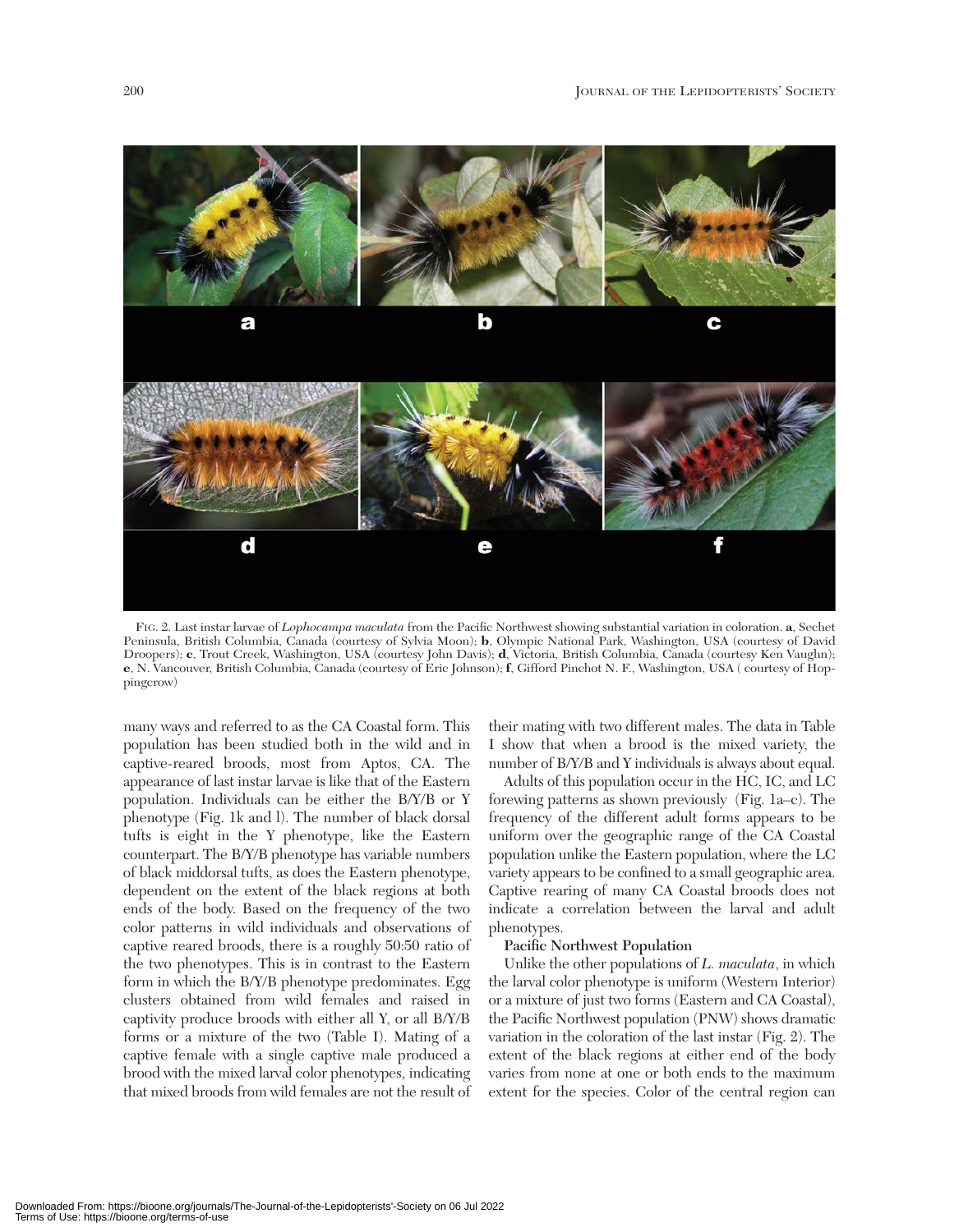FIG. 2. Last instar larvae of *Lophocampa maculata* from the Pacific Northwest showing substantial variation in coloration. **a**, Sechet Peninsula, British Columbia, Canada (courtesy of Sylvia Moon); **b**, Olympic National Park, Washington, USA (courtesy of David Droopers); **c**, Trout Creek, Washington, USA (courtesy John Davis); **d**, Victoria, British Columbia, Canada (courtesy Ken Vaughn); **e**, N. Vancouver, British Columbia, Canada (courtesy of Eric Johnson); **f**, Gifford Pinchot N. F., Washington, USA ( courtesy of Hoppingcrow)

many ways and referred to as the CA Coastal form. This population has been studied both in the wild and in captive-reared broods, most from Aptos, CA. The appearance of last instar larvae is like that of the Eastern population. Individuals can be either the B/Y/B or Y phenotype (Fig. 1k and l). The number of black dorsal tufts is eight in the Y phenotype, like the Eastern counterpart. The B/Y/B phenotype has variable numbers of black middorsal tufts, as does the Eastern phenotype, dependent on the extent of the black regions at both ends of the body. Based on the frequency of the two color patterns in wild individuals and observations of captive reared broods, there is a roughly 50:50 ratio of the two phenotypes. This is in contrast to the Eastern form in which the B/Y/B phenotype predominates. Egg clusters obtained from wild females and raised in captivity produce broods with either all Y, or all B/Y/B forms or a mixture of the two (Table I). Mating of a captive female with a single captive male produced a brood with the mixed larval color phenotypes, indicating that mixed broods from wild females are not the result of their mating with two different males. The data in Table I show that when a brood is the mixed variety, the number of B/Y/B and Y individuals is always about equal.

Adults of this population occur in the HC, IC, and LC forewing patterns as shown previously (Fig. 1a–c). The frequency of the different adult forms appears to be uniform over the geographic range of the CA Coastal population unlike the Eastern population, where the LC variety appears to be confined to a small geographic area. Captive rearing of many CA Coastal broods does not indicate a correlation between the larval and adult phenotypes.

**Pacific Northwest Population**

Unlike the other populations of *L. maculata*, in which the larval color phenotype is uniform (Western Interior) or a mixture of just two forms (Eastern and CA Coastal), the Pacific Northwest population (PNW) shows dramatic variation in the coloration of the last instar (Fig. 2). The extent of the black regions at either end of the body varies from none at one or both ends to the maximum extent for the species. Color of the central region can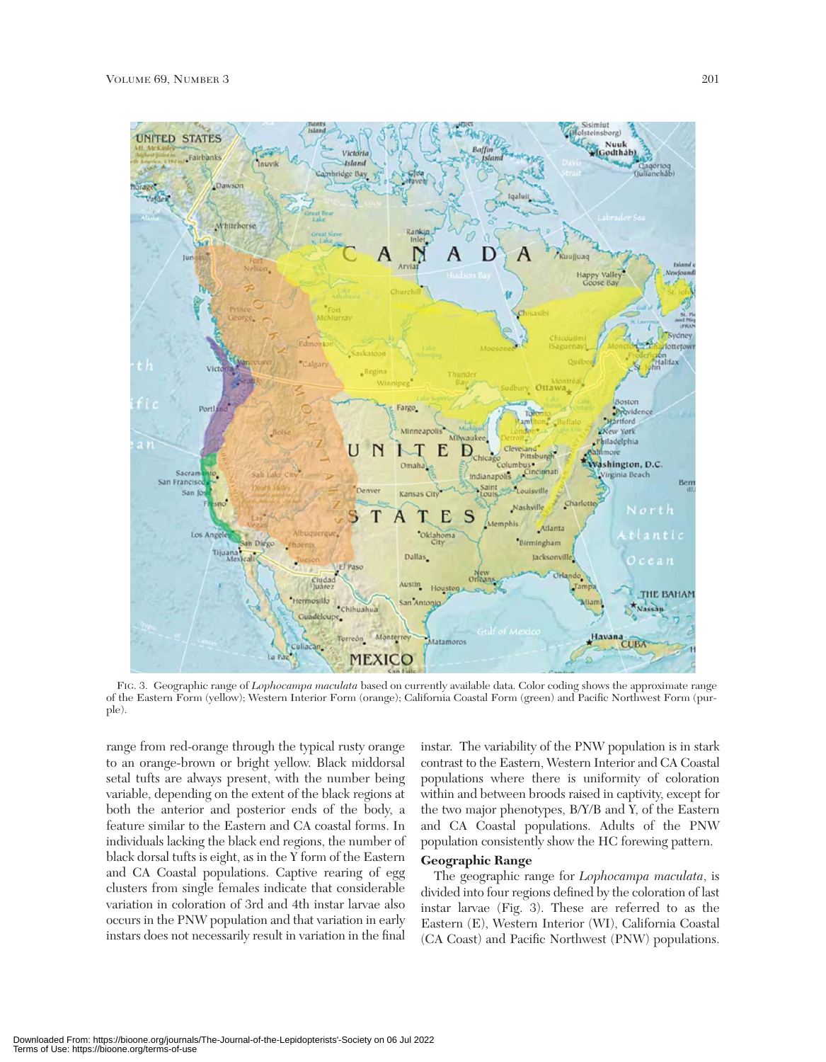FIG. 3. Geographic range of *Lophocampa maculata* based on currently available data. Color coding shows the approximate range of the Eastern Form (yellow); Western Interior Form (orange); California Coastal Form (green) and Pacific Northwest Form (purple).

range from red-orange through the typical rusty orange to an orange-brown or bright yellow. Black middorsal setal tufts are always present, with the number being variable, depending on the extent of the black regions at both the anterior and posterior ends of the body, a feature similar to the Eastern and CA coastal forms. In individuals lacking the black end regions, the number of black dorsal tufts is eight, as in the Y form of the Eastern and CA Coastal populations. Captive rearing of egg clusters from single females indicate that considerable variation in coloration of 3rd and 4th instar larvae also occurs in the PNW population and that variation in early instars does not necessarily result in variation in the final instar. The variability of the PNW population is in stark contrast to the Eastern, Western Interior and CA Coastal populations where there is uniformity of coloration within and between broods raised in captivity, except for the two major phenotypes, B/Y/B and Y, of the Eastern and CA Coastal populations. Adults of the PNW population consistently show the HC forewing pattern.

**Geographic Range**

The geographic range for *Lophocampa maculata*, is divided into four regions defined by the coloration of last instar larvae (Fig. 3). These are referred to as the Eastern (E), Western Interior (WI), California Coastal (CA Coast) and Pacific Northwest (PNW) populations.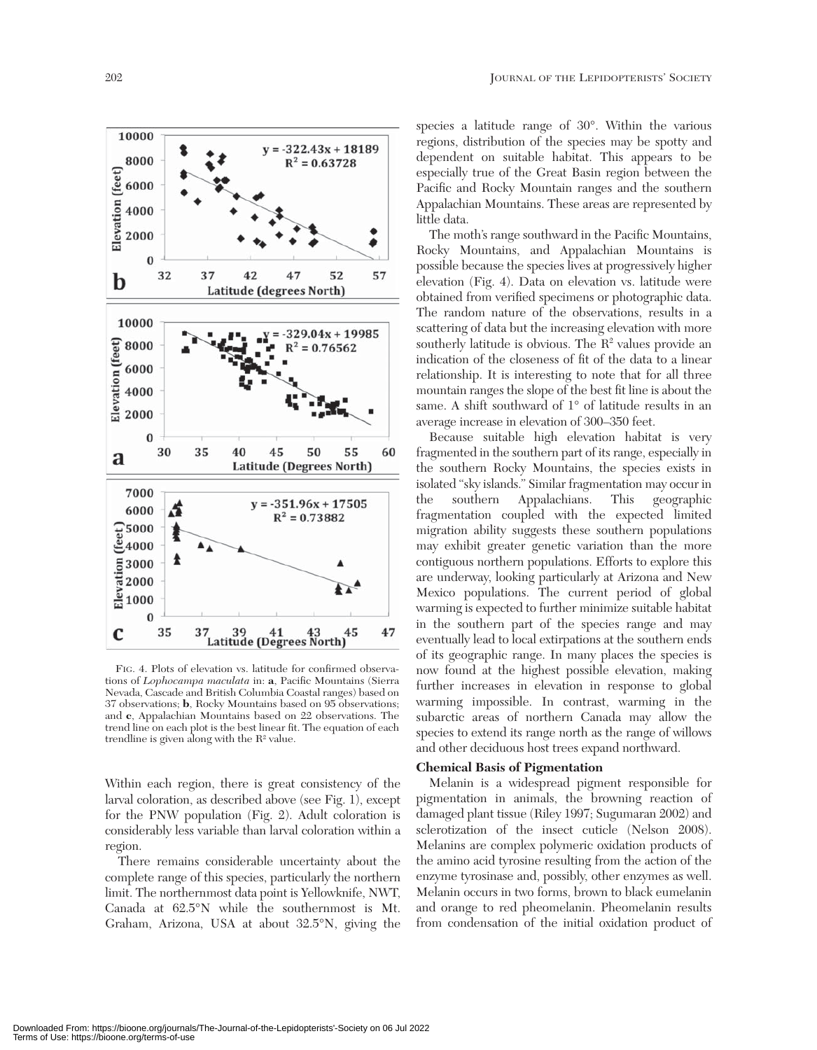FIG. 4. Plots of elevation vs. latitude for confirmed observations of *Lophocampa maculata* in: **a**, Pacific Mountains (Sierra Nevada, Cascade and British Columbia Coastal ranges) based on 37 observations; **b**, Rocky Mountains based on 95 observations; and **c**, Appalachian Mountains based on 22 observations. The trend line on each plot is the best linear fit. The equation of each trendline is given along with the $R^2$ value.

Within each region, there is great consistency of the larval coloration, as described above (see Fig. 1), except for the PNW population (Fig. 2). Adult coloration is considerably less variable than larval coloration within a region.

There remains considerable uncertainty about the complete range of this species, particularly the northern limit. The northernmost data point is Yellowknife, NWT, Canada at 62.5°N while the southernmost is Mt. Graham, Arizona, USA at about 32.5°N, giving the species a latitude range of 30°. Within the various regions, distribution of the species may be spotty and dependent on suitable habitat. This appears to be especially true of the Great Basin region between the Pacific and Rocky Mountain ranges and the southern Appalachian Mountains. These areas are represented by little data.

The moth's range southward in the Pacific Mountains, Rocky Mountains, and Appalachian Mountains is possible because the species lives at progressively higher elevation (Fig. 4). Data on elevation vs. latitude were obtained from verified specimens or photographic data. The random nature of the observations, results in a scattering of data but the increasing elevation with more southerly latitude is obvious. The $R^2$ values provide an indication of the closeness of fit of the data to a linear relationship. It is interesting to note that for all three mountain ranges the slope of the best fit line is about the same. A shift southward of 1° of latitude results in an average increase in elevation of 300–350 feet.

Because suitable high elevation habitat is very fragmented in the southern part of its range, especially in the southern Rocky Mountains, the species exists in isolated "sky islands." Similar fragmentation may occur in the southern Appalachians. This geographic fragmentation coupled with the expected limited migration ability suggests these southern populations may exhibit greater genetic variation than the more contiguous northern populations. Efforts to explore this are underway, looking particularly at Arizona and New Mexico populations. The current period of global warming is expected to further minimize suitable habitat in the southern part of the species range and may eventually lead to local extirpations at the southern ends of its geographic range. In many places the species is now found at the highest possible elevation, making further increases in elevation in response to global warming impossible. In contrast, warming in the subarctic areas of northern Canada may allow the species to extend its range north as the range of willows and other deciduous host trees expand northward.

### Chemical Basis of Pigmentation

Melanin is a widespread pigment responsible for pigmentation in animals, the browning reaction of damaged plant tissue (Riley 1997; Sugumaran 2002) and sclerotization of the insect cuticle (Nelson 2008). Melanins are complex polymeric oxidation products of the amino acid tyrosine resulting from the action of the enzyme tyrosinase and, possibly, other enzymes as well. Melanin occurs in two forms, brown to black eumelanin and orange to red pheomelanin. Pheomelanin results from condensation of the initial oxidation product of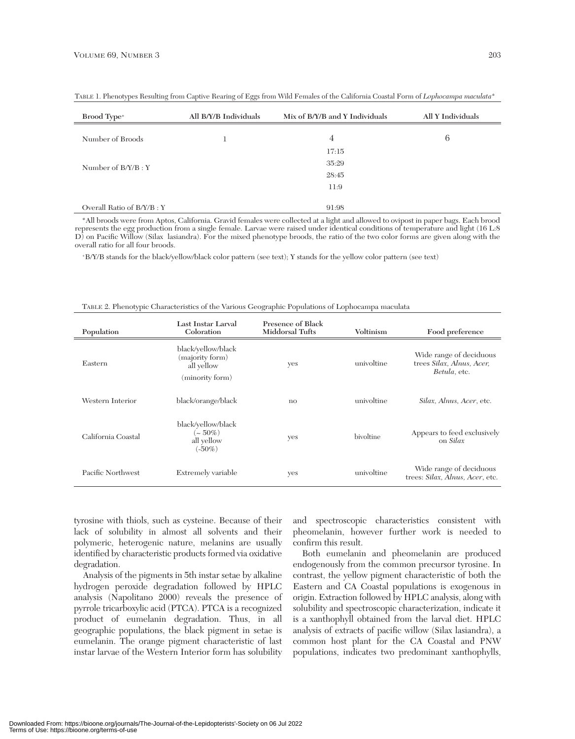TABLE 1. Phenotypes Resulting from Captive Rearing of Eggs from Wild Females of the California Coastal Form of *Lophocampa maculata*\*

| Brood Type⁺ | All B/Y/B Individuals | Mix of B/Y/B and Y Individuals | All Y Individuals |
|---|---|---|---|
| Number of Broods | 1 | 4 | 6 |
| Number of B/Y/B : Y | | 17:15 | |
| | | 35:29 | |
| | | 28:45 | |
| | | 11:9 | |
| Overall Ratio of B/Y/B : Y | | 91:98 | |

\*All broods were from Aptos, California. Gravid females were collected at a light and allowed to ovipost in paper bags. Each brood represents the egg production from a single female. Larvae were raised under identical conditions of temperature and light (16 L:8 D) on Pacific Willow (Silax lasiandra). For the mixed phenotype broods, the ratio of the two color forms are given along with the overall ratio for all four broods.

⁺B/Y/B stands for the black/yellow/black color pattern (see text); Y stands for the yellow color pattern (see text)

TABLE 2. Phenotypic Characteristics of the Various Geographic Populations of Lophocampa maculata

| Population | Last Instar Larval Coloration | Presence of Black Middorsal Tufts | Voltinism | Food preference |
|---|---|---|---|---|
| Eastern | black/yellow/black (majority form) all yellow (minority form) | yes | univoltine | Wide range of deciduous trees *Silax, Alnus, Acer, Betula*, etc. |
| Western Interior | black/orange/black | no | univoltine | *Silax, Alnus, Acer*, etc. |
| California Coastal | black/yellow/black (~ 50%) all yellow (-50%) | yes | bivoltine | Appears to feed exclusively on *Silax* |
| Pacific Northwest | Extremely variable | yes | univoltine | Wide range of deciduous trees: *Silax, Alnus, Acer*, etc. |

tyrosine with thiols, such as cysteine. Because of their lack of solubility in almost all solvents and their polymeric, heterogenic nature, melanins are usually identified by characteristic products formed via oxidative degradation.

Analysis of the pigments in 5th instar setae by alkaline hydrogen peroxide degradation followed by HPLC analysis (Napolitano 2000) reveals the presence of pyrrole tricarboxylic acid (PTCA). PTCA is a recognized product of eumelanin degradation. Thus, in all geographic populations, the black pigment in setae is eumelanin. The orange pigment characteristic of last instar larvae of the Western Interior form has solubility and spectroscopic characteristics consistent with pheomelanin, however further work is needed to confirm this result.

Both eumelanin and pheomelanin are produced endogenously from the common precursor tyrosine. In contrast, the yellow pigment characteristic of both the Eastern and CA Coastal populations is exogenous in origin. Extraction followed by HPLC analysis, along with solubility and spectroscopic characterization, indicate it is a xanthophyll obtained from the larval diet. HPLC analysis of extracts of pacific willow (Silax lasiandra), a common host plant for the CA Coastal and PNW populations, indicates two predominant xanthophylls,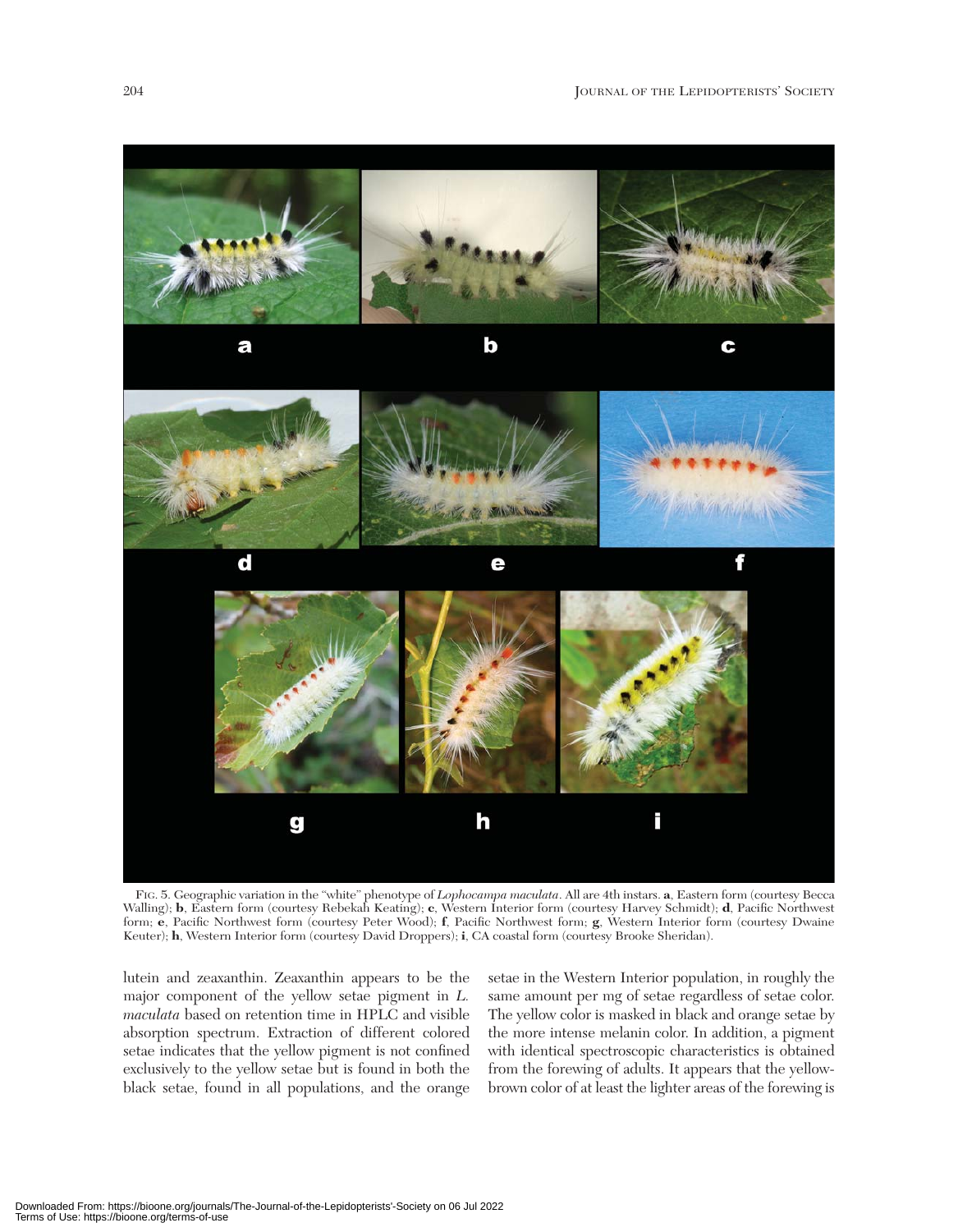FIG. 5. Geographic variation in the "white" phenotype of *Lophocampa maculata*. All are 4th instars. **a**, Eastern form (courtesy Becca Walling); **b**, Eastern form (courtesy Rebekah Keating); **c**, Western Interior form (courtesy Harvey Schmidt); **d**, Pacific Northwest form; **e**, Pacific Northwest form (courtesy Peter Wood); **f**, Pacific Northwest form; **g**, Western Interior form (courtesy Dwaine Keuter); **h**, Western Interior form (courtesy David Droppers); **i**, CA coastal form (courtesy Brooke Sheridan).

lutein and zeaxanthin. Zeaxanthin appears to be the major component of the yellow setae pigment in *L. maculata* based on retention time in HPLC and visible absorption spectrum. Extraction of different colored setae indicates that the yellow pigment is not confined exclusively to the yellow setae but is found in both the black setae, found in all populations, and the orange setae in the Western Interior population, in roughly the same amount per mg of setae regardless of setae color. The yellow color is masked in black and orange setae by the more intense melanin color. In addition, a pigment with identical spectroscopic characteristics is obtained from the forewing of adults. It appears that the yellow-brown color of at least the lighter areas of the forewing is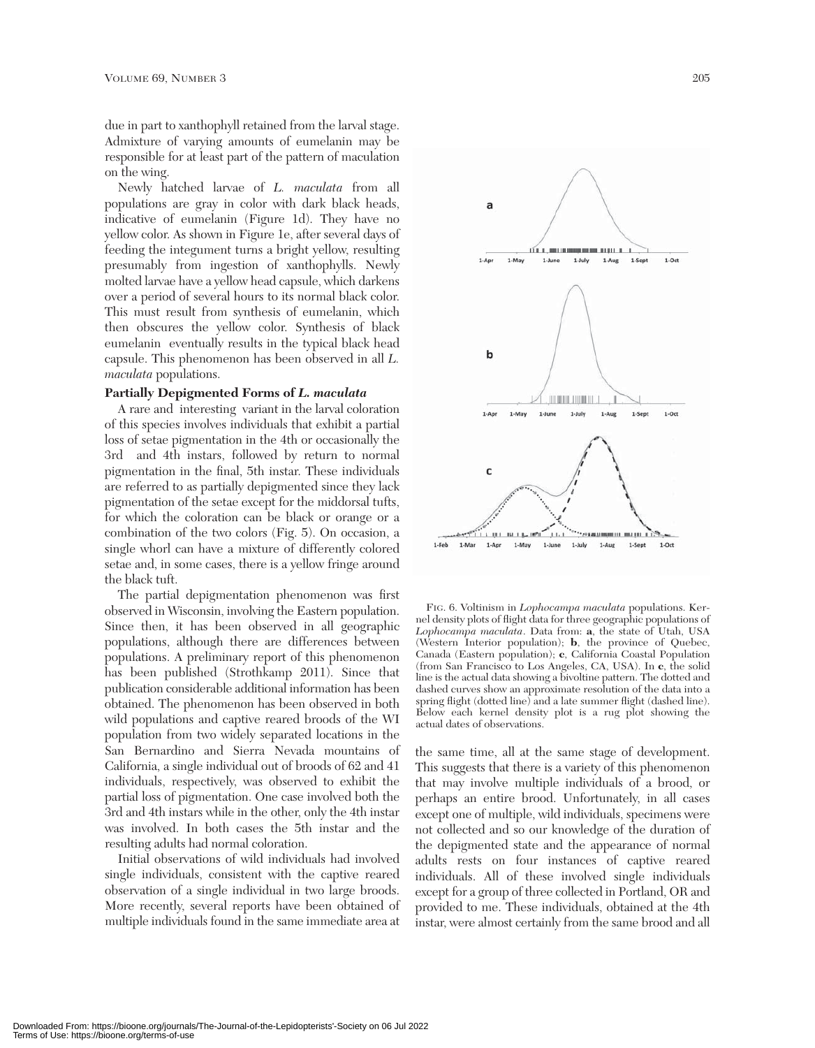due in part to xanthophyll retained from the larval stage. Admixture of varying amounts of eumelanin may be responsible for at least part of the pattern of maculation on the wing.

Newly hatched larvae of *L. maculata* from all populations are gray in color with dark black heads, indicative of eumelanin (Figure 1d). They have no yellow color. As shown in Figure 1e, after several days of feeding the integument turns a bright yellow, resulting presumably from ingestion of xanthophylls. Newly molted larvae have a yellow head capsule, which darkens over a period of several hours to its normal black color. This must result from synthesis of eumelanin, which then obscures the yellow color. Synthesis of black eumelanin eventually results in the typical black head capsule. This phenomenon has been observed in all *L. maculata* populations.

**Partially Depigmented Forms of *L. maculata***

A rare and interesting variant in the larval coloration of this species involves individuals that exhibit a partial loss of setae pigmentation in the 4th or occasionally the 3rd and 4th instars, followed by return to normal pigmentation in the final, 5th instar. These individuals are referred to as partially depigmented since they lack pigmentation of the setae except for the middorsal tufts, for which the coloration can be black or orange or a combination of the two colors (Fig. 5). On occasion, a single whorl can have a mixture of differently colored setae and, in some cases, there is a yellow fringe around the black tuft.

The partial depigmentation phenomenon was first observed in Wisconsin, involving the Eastern population. Since then, it has been observed in all geographic populations, although there are differences between populations. A preliminary report of this phenomenon has been published (Strothkamp 2011). Since that publication considerable additional information has been obtained. The phenomenon has been observed in both wild populations and captive reared broods of the WI population from two widely separated locations in the San Bernardino and Sierra Nevada mountains of California, a single individual out of broods of 62 and 41 individuals, respectively, was observed to exhibit the partial loss of pigmentation. One case involved both the 3rd and 4th instars while in the other, only the 4th instar was involved. In both cases the 5th instar and the resulting adults had normal coloration.

Initial observations of wild individuals had involved single individuals, consistent with the captive reared observation of a single individual in two large broods. More recently, several reports have been obtained of multiple individuals found in the same immediate area at the same time, all at the same stage of development. This suggests that there is a variety of this phenomenon that may involve multiple individuals of a brood, or perhaps an entire brood. Unfortunately, in all cases except one of multiple, wild individuals, specimens were not collected and so our knowledge of the duration of the depigmented state and the appearance of normal adults rests on four instances of captive reared individuals. All of these involved single individuals except for a group of three collected in Portland, OR and provided to me. These individuals, obtained at the 4th instar, were almost certainly from the same brood and all

FIG. 6. Voltinism in *Lophocampa maculata* populations. Kernel density plots of flight data for three geographic populations of *Lophocampa maculata*. Data from: **a**, the state of Utah, USA (Western Interior population); **b**, the province of Quebec, Canada (Eastern population); **c**, California Coastal Population (from San Francisco to Los Angeles, CA, USA). In **c**, the solid line is the actual data showing a bivoltine pattern. The dotted and dashed curves show an approximate resolution of the data into a spring flight (dotted line) and a late summer flight (dashed line). Below each kernel density plot is a rug plot showing the actual dates of observations.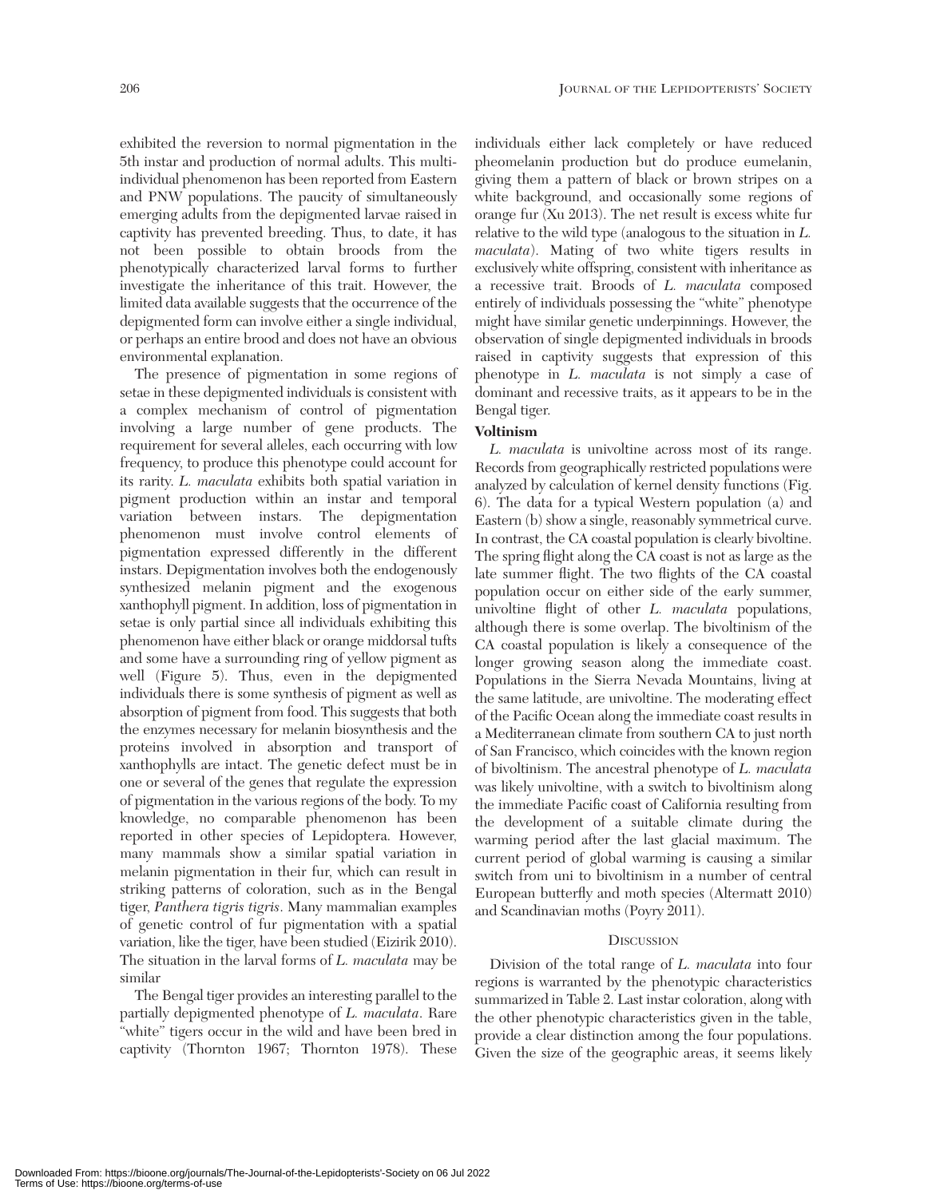exhibited the reversion to normal pigmentation in the 5th instar and production of normal adults. This multi-individual phenomenon has been reported from Eastern and PNW populations. The paucity of simultaneously emerging adults from the depigmented larvae raised in captivity has prevented breeding. Thus, to date, it has not been possible to obtain broods from the phenotypically characterized larval forms to further investigate the inheritance of this trait. However, the limited data available suggests that the occurrence of the depigmented form can involve either a single individual, or perhaps an entire brood and does not have an obvious environmental explanation.

The presence of pigmentation in some regions of setae in these depigmented individuals is consistent with a complex mechanism of control of pigmentation involving a large number of gene products. The requirement for several alleles, each occurring with low frequency, to produce this phenotype could account for its rarity. *L. maculata* exhibits both spatial variation in pigment production within an instar and temporal variation between instars. The depigmentation phenomenon must involve control elements of pigmentation expressed differently in the different instars. Depigmentation involves both the endogenously synthesized melanin pigment and the exogenous xanthophyll pigment. In addition, loss of pigmentation in setae is only partial since all individuals exhibiting this phenomenon have either black or orange middorsal tufts and some have a surrounding ring of yellow pigment as well (Figure 5). Thus, even in the depigmented individuals there is some synthesis of pigment as well as absorption of pigment from food. This suggests that both the enzymes necessary for melanin biosynthesis and the proteins involved in absorption and transport of xanthophylls are intact. The genetic defect must be in one or several of the genes that regulate the expression of pigmentation in the various regions of the body. To my knowledge, no comparable phenomenon has been reported in other species of Lepidoptera. However, many mammals show a similar spatial variation in melanin pigmentation in their fur, which can result in striking patterns of coloration, such as in the Bengal tiger, *Panthera tigris tigris*. Many mammalian examples of genetic control of fur pigmentation with a spatial variation, like the tiger, have been studied (Eizirik 2010). The situation in the larval forms of *L. maculata* may be similar

The Bengal tiger provides an interesting parallel to the partially depigmented phenotype of *L. maculata*. Rare "white" tigers occur in the wild and have been bred in captivity (Thornton 1967; Thornton 1978). These individuals either lack completely or have reduced pheomelanin production but do produce eumelanin, giving them a pattern of black or brown stripes on a white background, and occasionally some regions of orange fur (Xu 2013). The net result is excess white fur relative to the wild type (analogous to the situation in *L. maculata*). Mating of two white tigers results in exclusively white offspring, consistent with inheritance as a recessive trait. Broods of *L. maculata* composed entirely of individuals possessing the "white" phenotype might have similar genetic underpinnings. However, the observation of single depigmented individuals in broods raised in captivity suggests that expression of this phenotype in *L. maculata* is not simply a case of dominant and recessive traits, as it appears to be in the Bengal tiger.

**Voltinism**

*L. maculata* is univoltine across most of its range. Records from geographically restricted populations were analyzed by calculation of kernel density functions (Fig. 6). The data for a typical Western population (a) and Eastern (b) show a single, reasonably symmetrical curve. In contrast, the CA coastal population is clearly bivoltine. The spring flight along the CA coast is not as large as the late summer flight. The two flights of the CA coastal population occur on either side of the early summer, univoltine flight of other *L. maculata* populations, although there is some overlap. The bivoltinism of the CA coastal population is likely a consequence of the longer growing season along the immediate coast. Populations in the Sierra Nevada Mountains, living at the same latitude, are univoltine. The moderating effect of the Pacific Ocean along the immediate coast results in a Mediterranean climate from southern CA to just north of San Francisco, which coincides with the known region of bivoltinism. The ancestral phenotype of *L. maculata* was likely univoltine, with a switch to bivoltinism along the immediate Pacific coast of California resulting from the development of a suitable climate during the warming period after the last glacial maximum. The current period of global warming is causing a similar switch from uni to bivoltinism in a number of central European butterfly and moth species (Altermatt 2010) and Scandinavian moths (Poyry 2011).

## Discussion

Division of the total range of *L. maculata* into four regions is warranted by the phenotypic characteristics summarized in Table 2. Last instar coloration, along with the other phenotypic characteristics given in the table, provide a clear distinction among the four populations. Given the size of the geographic areas, it seems likely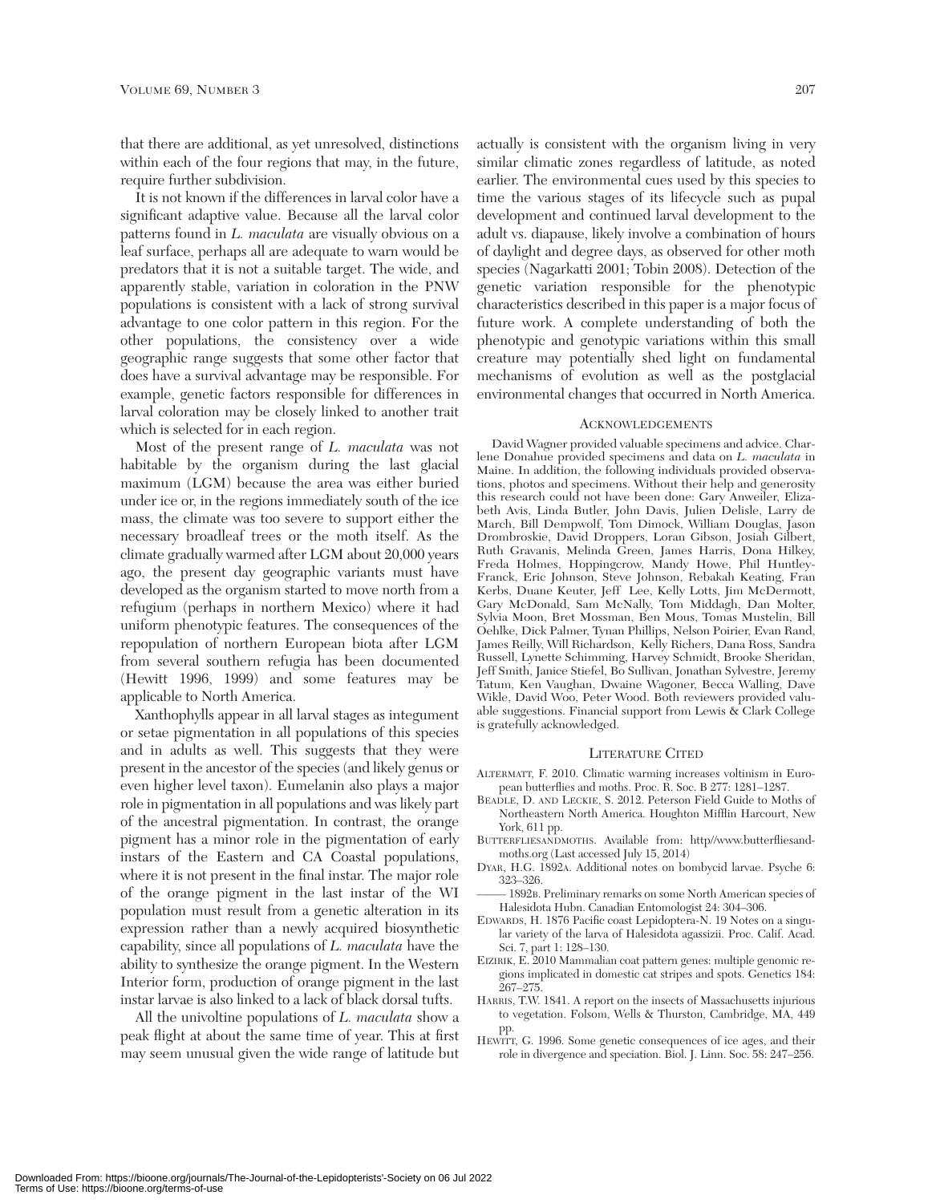that there are additional, as yet unresolved, distinctions within each of the four regions that may, in the future, require further subdivision.

It is not known if the differences in larval color have a significant adaptive value. Because all the larval color patterns found in *L. maculata* are visually obvious on a leaf surface, perhaps all are adequate to warn would be predators that it is not a suitable target. The wide, and apparently stable, variation in coloration in the PNW populations is consistent with a lack of strong survival advantage to one color pattern in this region. For the other populations, the consistency over a wide geographic range suggests that some other factor that does have a survival advantage may be responsible. For example, genetic factors responsible for differences in larval coloration may be closely linked to another trait which is selected for in each region.

Most of the present range of *L. maculata* was not habitable by the organism during the last glacial maximum (LGM) because the area was either buried under ice or, in the regions immediately south of the ice mass, the climate was too severe to support either the necessary broadleaf trees or the moth itself. As the climate gradually warmed after LGM about 20,000 years ago, the present day geographic variants must have developed as the organism started to move north from a refugium (perhaps in northern Mexico) where it had uniform phenotypic features. The consequences of the repopulation of northern European biota after LGM from several southern refugia has been documented (Hewitt 1996, 1999) and some features may be applicable to North America.

Xanthophylls appear in all larval stages as integument or setae pigmentation in all populations of this species and in adults as well. This suggests that they were present in the ancestor of the species (and likely genus or even higher level taxon). Eumelanin also plays a major role in pigmentation in all populations and was likely part of the ancestral pigmentation. In contrast, the orange pigment has a minor role in the pigmentation of early instars of the Eastern and CA Coastal populations, where it is not present in the final instar. The major role of the orange pigment in the last instar of the WI population must result from a genetic alteration in its expression rather than a newly acquired biosynthetic capability, since all populations of *L. maculata* have the ability to synthesize the orange pigment. In the Western Interior form, production of orange pigment in the last instar larvae is also linked to a lack of black dorsal tufts.

All the univoltine populations of *L. maculata* show a peak flight at about the same time of year. This at first may seem unusual given the wide range of latitude but actually is consistent with the organism living in very similar climatic zones regardless of latitude, as noted earlier. The environmental cues used by this species to time the various stages of its lifecycle such as pupal development and continued larval development to the adult vs. diapause, likely involve a combination of hours of daylight and degree days, as observed for other moth species (Nagarkatti 2001; Tobin 2008). Detection of the genetic variation responsible for the phenotypic characteristics described in this paper is a major focus of future work. A complete understanding of both the phenotypic and genotypic variations within this small creature may potentially shed light on fundamental mechanisms of evolution as well as the postglacial environmental changes that occurred in North America.

## Acknowledgements

David Wagner provided valuable specimens and advice. Charlene Donahue provided specimens and data on *L. maculata* in Maine. In addition, the following individuals provided observations, photos and specimens. Without their help and generosity this research could not have been done: Gary Anweiler, Elizabeth Avis, Linda Butler, John Davis, Julien Delisle, Larry de March, Bill Dempwolf, Tom Dimock, William Douglas, Jason Drombroskie, David Droppers, Loran Gibson, Josiah Gilbert, Ruth Gravanis, Melinda Green, James Harris, Dona Hilkey, Freda Holmes, Hoppingcrow, Mandy Howe, Phil Huntley-Franck, Eric Johnson, Steve Johnson, Rebakah Keating, Fran Kerbs, Duane Keuter, Jeff Lee, Kelly Lotts, Jim McDermott, Gary McDonald, Sam McNally, Tom Middagh, Dan Molter, Sylvia Moon, Bret Mossman, Ben Mous, Tomas Mustelin, Bill Oehlke, Dick Palmer, Tynan Phillips, Nelson Poirier, Evan Rand, James Reilly, Will Richardson, Kelly Richers, Dana Ross, Sandra Russell, Lynette Schimming, Harvey Schmidt, Brooke Sheridan, Jeff Smith, Janice Stiefel, Bo Sullivan, Jonathan Sylvestre, Jeremy Tatum, Ken Vaughan, Dwaine Wagoner, Becca Walling, Dave Wikle, David Woo, Peter Wood. Both reviewers provided valuable suggestions. Financial support from Lewis & Clark College is gratefully acknowledged.

## Literature Cited

Altermatt, F. 2010. Climatic warming increases voltinism in European butterflies and moths. Proc. R. Soc. B 277: 1281–1287.

Beadle, D. and Leckie, S. 2012. Peterson Field Guide to Moths of Northeastern North America. Houghton Mifflin Harcourt, New York, 611 pp.

Butterfliesandmoths. Available from: http//www.butterfliesandmoths.org (Last accessed July 15, 2014)

Dyar, H.G. 1892a. Additional notes on bombycid larvae. Psyche 6: 323–326.

——— 1892b. Preliminary remarks on some North American species of Halesidota Hubn. Canadian Entomologist 24: 304–306.

Edwards, H. 1876 Pacific coast Lepidoptera-N. 19 Notes on a singular variety of the larva of Halesidota agassizii. Proc. Calif. Acad. Sci. 7, part 1: 128–130.

Eizirik, E. 2010 Mammalian coat pattern genes: multiple genomic regions implicated in domestic cat stripes and spots. Genetics 184: 267–275.

Harris, T.W. 1841. A report on the insects of Massachusetts injurious to vegetation. Folsom, Wells & Thurston, Cambridge, MA, 449 pp.

Hewitt, G. 1996. Some genetic consequences of ice ages, and their role in divergence and speciation. Biol. J. Linn. Soc. 58: 247–256.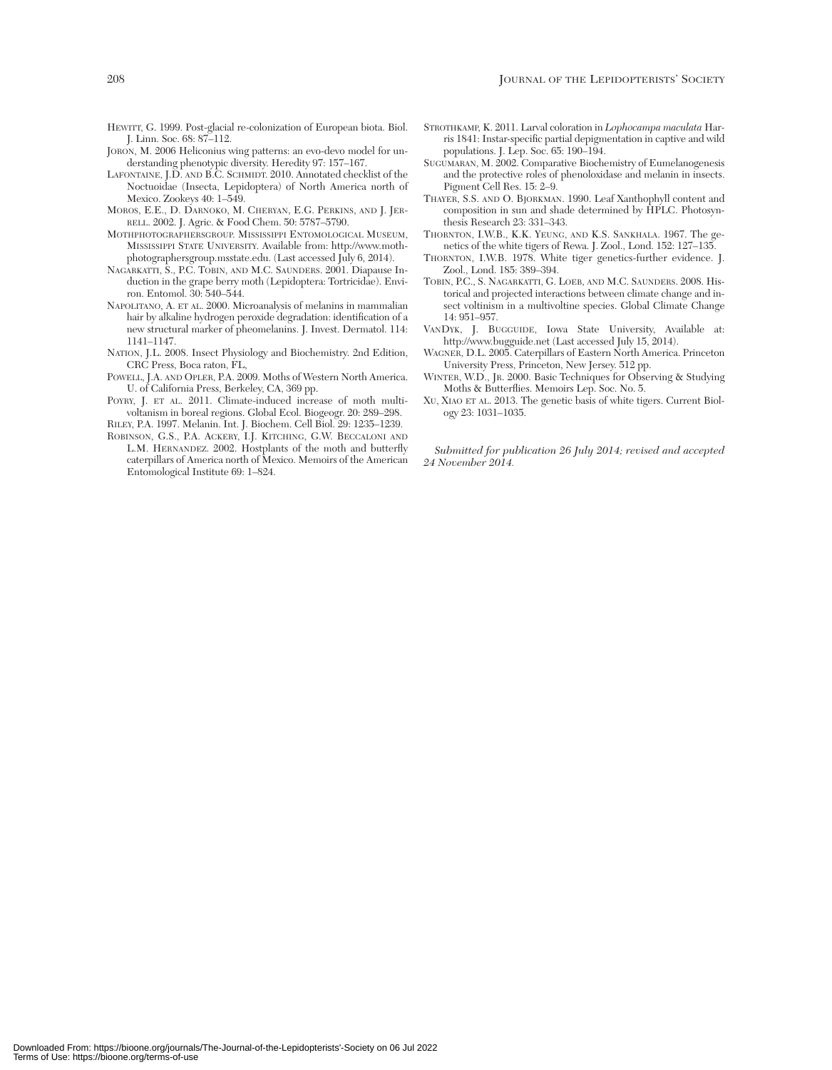HEWITT, G. 1999. Post-glacial re-colonization of European biota. Biol. J. Linn. Soc. 68: 87–112.

JORON, M. 2006 Heliconius wing patterns: an evo-devo model for understanding phenotypic diversity. Heredity 97: 157–167.

LAFONTAINE, J.D. AND B.C. SCHMIDT. 2010. Annotated checklist of the Noctuoidae (Insecta, Lepidoptera) of North America north of Mexico. Zookeys 40: 1–549.

MOROS, E.E., D. DARNOKO, M. CHERYAN, E.G. PERKINS, AND J. JERRELL. 2002. J. Agric. & Food Chem. 50: 5787–5790.

MOTHPHOTOGRAPHERSGROUP. MISSISSIPPI ENTOMOLOGICAL MUSEUM, MISSISSIPPI STATE UNIVERSITY. Available from: http://www.mothphotographersgroup.msstate.edu. (Last accessed July 6, 2014).

NAGARKATTI, S., P.C. TOBIN, AND M.C. SAUNDERS. 2001. Diapause Induction in the grape berry moth (Lepidoptera: Tortricidae). Environ. Entomol. 30: 540–544.

NAPOLITANO, A. ET AL. 2000. Microanalysis of melanins in mammalian hair by alkaline hydrogen peroxide degradation: identification of a new structural marker of pheomelanins. J. Invest. Dermatol. 114: 1141–1147.

NATION, J.L. 2008. Insect Physiology and Biochemistry. 2nd Edition, CRC Press, Boca raton, FL,

POWELL, J.A. AND OPLER, P.A. 2009. Moths of Western North America. U. of California Press, Berkeley, CA, 369 pp.

POYRY, J. ET AL. 2011. Climate-induced increase of moth multivoltanism in boreal regions. Global Ecol. Biogeogr. 20: 289–298.

RILEY, P.A. 1997. Melanin. Int. J. Biochem. Cell Biol. 29: 1235–1239.

ROBINSON, G.S., P.A. ACKERY, I.J. KITCHING, G.W. BECCALONI AND L.M. HERNANDEZ. 2002. Hostplants of the moth and butterfly caterpillars of America north of Mexico. Memoirs of the American Entomological Institute 69: 1–824.

STROTHKAMP, K. 2011. Larval coloration in *Lophocampa maculata* Harris 1841: Instar-specific partial depigmentation in captive and wild populations. J. Lep. Soc. 65: 190–194.

SUGUMARAN, M. 2002. Comparative Biochemistry of Eumelanogenesis and the protective roles of phenoloxidase and melanin in insects. Pigment Cell Res. 15: 2–9.

THAYER, S.S. AND O. BJORKMAN. 1990. Leaf Xanthophyll content and composition in sun and shade determined by HPLC. Photosynthesis Research 23: 331–343.

THORNTON, I.W.B., K.K. YEUNG, AND K.S. SANKHALA. 1967. The genetics of the white tigers of Rewa. J. Zool., Lond. 152: 127–135.

THORNTON, I.W.B. 1978. White tiger genetics-further evidence. J. Zool., Lond. 185: 389–394.

TOBIN, P.C., S. NAGARKATTI, G. LOEB, AND M.C. SAUNDERS. 2008. Historical and projected interactions between climate change and insect voltinism in a multivoltine species. Global Climate Change 14: 951–957.

VANDYK, J. BUGGUIDE, Iowa State University, Available at: http://www.bugguide.net (Last accessed July 15, 2014).

WAGNER, D.L. 2005. Caterpillars of Eastern North America. Princeton University Press, Princeton, New Jersey. 512 pp.

WINTER, W.D., JR. 2000. Basic Techniques for Observing & Studying Moths & Butterflies. Memoirs Lep. Soc. No. 5.

XU, XIAO ET AL. 2013. The genetic basis of white tigers. Current Biology 23: 1031–1035.

*Submitted for publication 26 July 2014; revised and accepted 24 November 2014.*